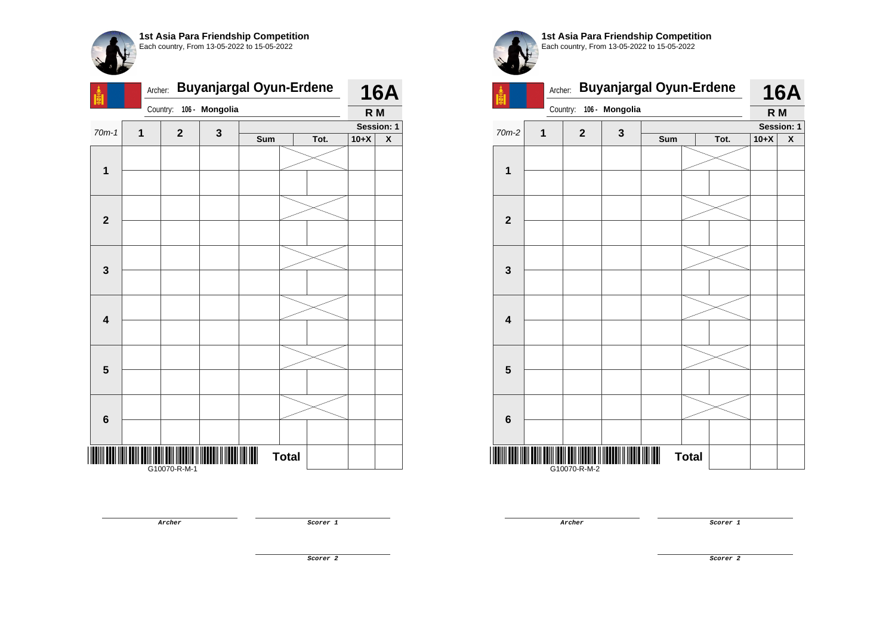**1st Asia Para Friendship Competition**
Each country, From 13-05-2022 to 15-05-2022

Archer: **Buyanjargal Oyun-Erdene** — **16A**

Country: **106 - Mongolia** — **R M**

| 70m-1 | 1 | 2 | 3 | Sum | Tot. | | Session: 1 | |
|---|---|---|---|---|---|---|---|---|
| | | | | | | | 10+X | X |
| 1 | | | | | | | | |
| | | | | | | | | |
| 2 | | | | | | | | |
| | | | | | | | | |
| 3 | | | | | | | | |
| | | | | | | | | |
| 4 | | | | | | | | |
| | | | | | | | | |
| 5 | | | | | | | | |
| | | | | | | | | |
| 6 | | | | | | | | |
| | | | | | | | | |
| | | | | Total | | | | |

G10070-R-M-1

Archer

Scorer 1

Scorer 2

**1st Asia Para Friendship Competition**
Each country, From 13-05-2022 to 15-05-2022

Archer: **Buyanjargal Oyun-Erdene** — **16A**

Country: **106 - Mongolia** — **R M**

| 70m-2 | 1 | 2 | 3 | Sum | Tot. | | Session: 1 | |
|---|---|---|---|---|---|---|---|---|
| | | | | | | | 10+X | X |
| 1 | | | | | | | | |
| | | | | | | | | |
| 2 | | | | | | | | |
| | | | | | | | | |
| 3 | | | | | | | | |
| | | | | | | | | |
| 4 | | | | | | | | |
| | | | | | | | | |
| 5 | | | | | | | | |
| | | | | | | | | |
| 6 | | | | | | | | |
| | | | | | | | | |
| | | | | Total | | | | |

G10070-R-M-2

Archer

Scorer 1

Scorer 2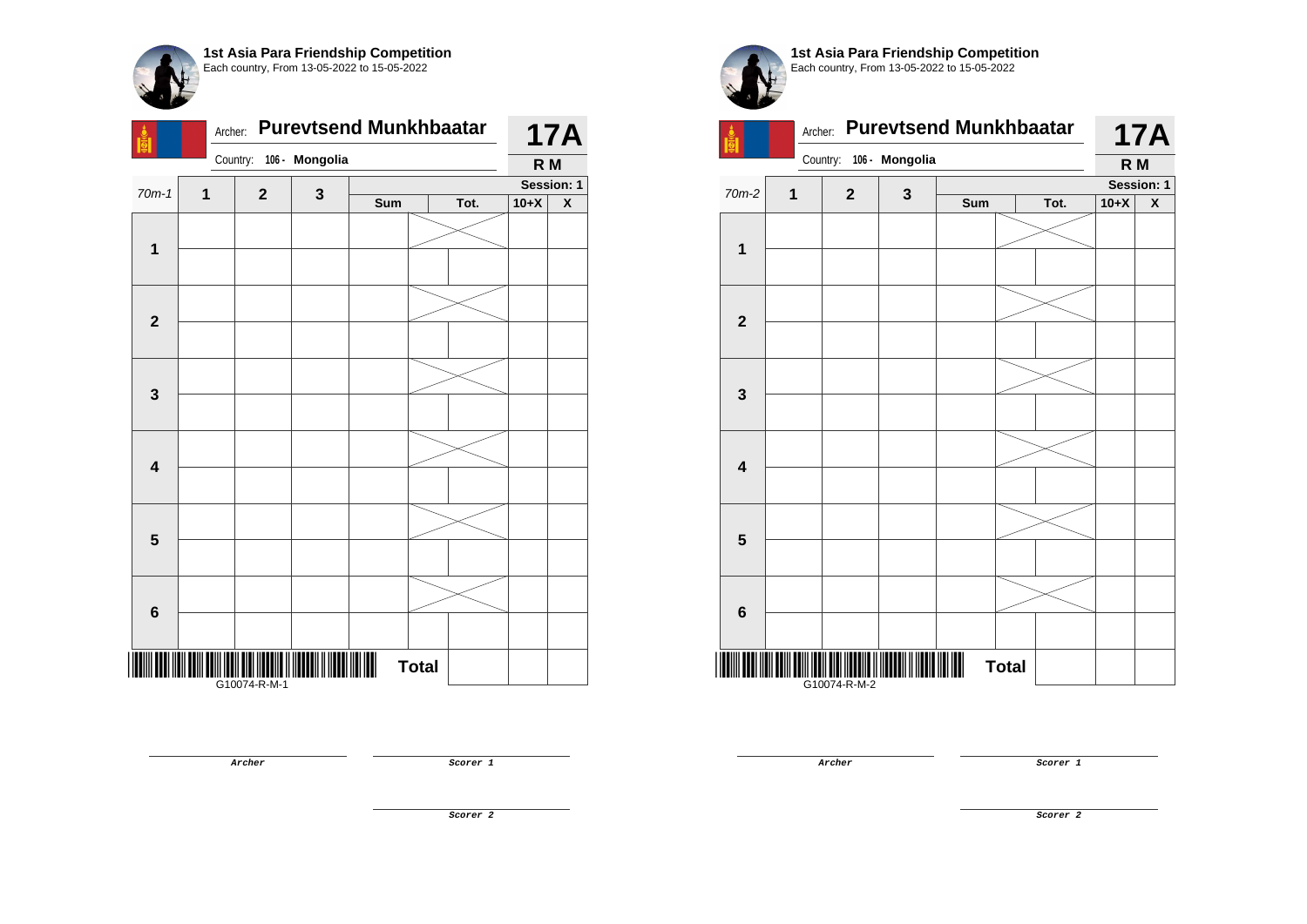**1st Asia Para Friendship Competition**
Each country, From 13-05-2022 to 15-05-2022

Archer: **Purevtsend Munkhbaatar**
Country: **106 - Mongolia**

**17A**
**R M**

| 70m-1 | 1 | 2 | 3 | Sum | Tot. | 10+X | X |
|---|---|---|---|---|---|---|---|
| | | | | | | | Session: 1 |
| **1** | | | | | | | |
| | | | | | | | |
| **2** | | | | | | | |
| | | | | | | | |
| **3** | | | | | | | |
| | | | | | | | |
| **4** | | | | | | | |
| | | | | | | | |
| **5** | | | | | | | |
| | | | | | | | |
| **6** | | | | | | | |
| | | | | | | | |
| | | | | **Total** | | | |

G10074-R-M-1

**Archer**

**Scorer 1**

**Scorer 2**

**1st Asia Para Friendship Competition**
Each country, From 13-05-2022 to 15-05-2022

Archer: **Purevtsend Munkhbaatar**
Country: **106 - Mongolia**

**17A**
**R M**

| 70m-2 | 1 | 2 | 3 | Sum | Tot. | 10+X | X |
|---|---|---|---|---|---|---|---|
| | | | | | | | Session: 1 |
| **1** | | | | | | | |
| | | | | | | | |
| **2** | | | | | | | |
| | | | | | | | |
| **3** | | | | | | | |
| | | | | | | | |
| **4** | | | | | | | |
| | | | | | | | |
| **5** | | | | | | | |
| | | | | | | | |
| **6** | | | | | | | |
| | | | | | | | |
| | | | | **Total** | | | |

G10074-R-M-2

**Archer**

**Scorer 1**

**Scorer 2**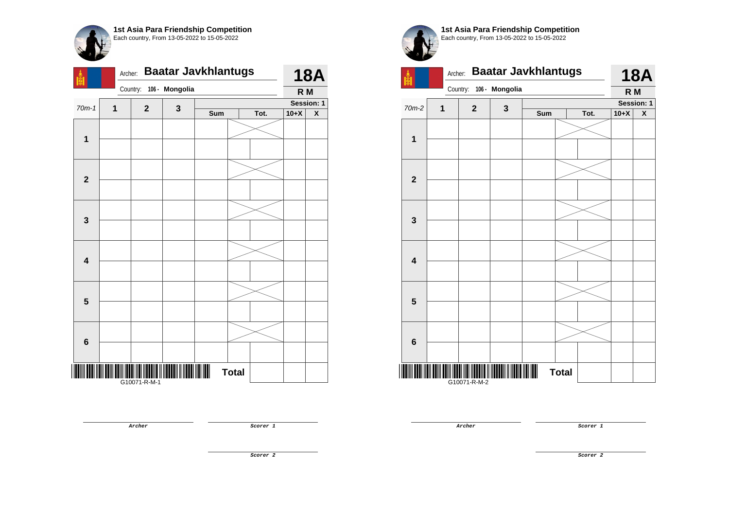**1st Asia Para Friendship Competition**
Each country, From 13-05-2022 to 15-05-2022

Archer: **Baatar Javkhlantugs** **18A**
Country: 106 - Mongolia **R M**

| 70m-1 | 1 | 2 | 3 | Sum | | Tot. | 10+X | X |
|---|---|---|---|---|---|---|---|---|
| | | | | | | | **Session: 1** | |
| **1** | | | | | | | | |
| | | | | | | | | |
| **2** | | | | | | | | |
| | | | | | | | | |
| **3** | | | | | | | | |
| | | | | | | | | |
| **4** | | | | | | | | |
| | | | | | | | | |
| **5** | | | | | | | | |
| | | | | | | | | |
| **6** | | | | | | | | |
| | | | | | | | | |
| | | | | | **Total** | | | |

G10071-R-M-1

*Archer* *Scorer 1*

*Scorer 2*

**1st Asia Para Friendship Competition**
Each country, From 13-05-2022 to 15-05-2022

Archer: **Baatar Javkhlantugs** **18A**
Country: 106 - Mongolia **R M**

| 70m-2 | 1 | 2 | 3 | Sum | | Tot. | 10+X | X |
|---|---|---|---|---|---|---|---|---|
| | | | | | | | **Session: 1** | |
| **1** | | | | | | | | |
| | | | | | | | | |
| **2** | | | | | | | | |
| | | | | | | | | |
| **3** | | | | | | | | |
| | | | | | | | | |
| **4** | | | | | | | | |
| | | | | | | | | |
| **5** | | | | | | | | |
| | | | | | | | | |
| **6** | | | | | | | | |
| | | | | | | | | |
| | | | | | **Total** | | | |

G10071-R-M-2

*Archer* *Scorer 1*

*Scorer 2*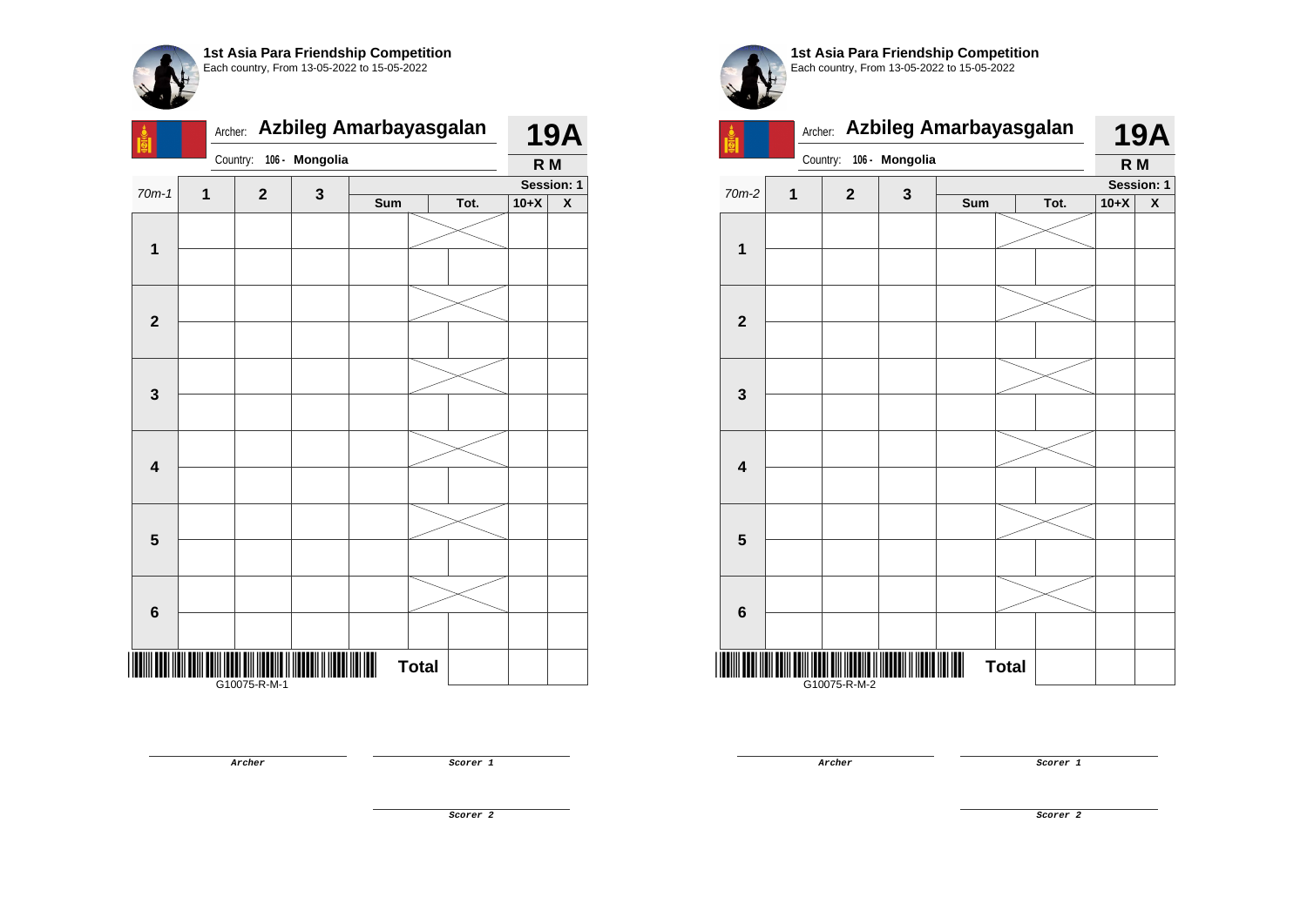**1st Asia Para Friendship Competition**
Each country, From 13-05-2022 to 15-05-2022

Archer: **Azbileg Amarbayasgalan**
Country: **106 - Mongolia**

**19A**
**R M**

| 70m-1 | 1 | 2 | 3 | Sum | Tot. | | 10+X | X |
|---|---|---|---|---|---|---|---|---|
| | | | | | | | **Session: 1** | |
| **1** | | | | | | | | |
| | | | | | | | | |
| **2** | | | | | | | | |
| | | | | | | | | |
| **3** | | | | | | | | |
| | | | | | | | | |
| **4** | | | | | | | | |
| | | | | | | | | |
| **5** | | | | | | | | |
| | | | | | | | | |
| **6** | | | | | | | | |
| | | | | | | | | |
| | | | | **Total** | | | | |

G10075-R-M-1

**Archer**

**Scorer 1**

**Scorer 2**

**1st Asia Para Friendship Competition**
Each country, From 13-05-2022 to 15-05-2022

Archer: **Azbileg Amarbayasgalan**
Country: **106 - Mongolia**

**19A**
**R M**

| 70m-2 | 1 | 2 | 3 | Sum | Tot. | | 10+X | X |
|---|---|---|---|---|---|---|---|---|
| | | | | | | | **Session: 1** | |
| **1** | | | | | | | | |
| | | | | | | | | |
| **2** | | | | | | | | |
| | | | | | | | | |
| **3** | | | | | | | | |
| | | | | | | | | |
| **4** | | | | | | | | |
| | | | | | | | | |
| **5** | | | | | | | | |
| | | | | | | | | |
| **6** | | | | | | | | |
| | | | | | | | | |
| | | | | **Total** | | | | |

G10075-R-M-2

**Archer**

**Scorer 1**

**Scorer 2**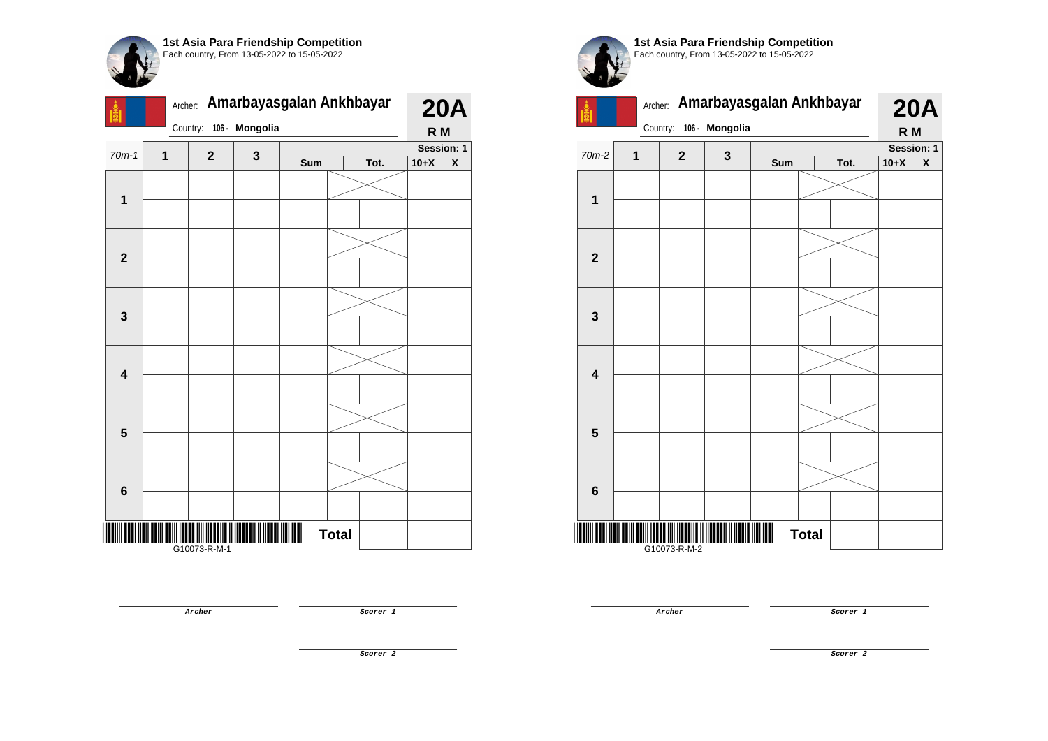## 1st Asia Para Friendship Competition

Each country, From 13-05-2022 to 15-05-2022

Archer: **Amarbayasgalan Ankhbayar**

Country: **106 - Mongolia**

**20A**

**R M**

| 70m-1 | 1 | 2 | 3 | Sum | Tot. | | 10+X | X |
|---|---|---|---|---|---|---|---|---|
| | | | | | | | | Session: 1 |
| **1** | | | | | | | | |
| | | | | | | | | |
| **2** | | | | | | | | |
| | | | | | | | | |
| **3** | | | | | | | | |
| | | | | | | | | |
| **4** | | | | | | | | |
| | | | | | | | | |
| **5** | | | | | | | | |
| | | | | | | | | |
| **6** | | | | | | | | |
| | | | | | | | | |
| | | | | | **Total** | | | |

G10073-R-M-1

**Archer**

**Scorer 1**

**Scorer 2**

## 1st Asia Para Friendship Competition

Each country, From 13-05-2022 to 15-05-2022

Archer: **Amarbayasgalan Ankhbayar**

Country: **106 - Mongolia**

**20A**

**R M**

| 70m-2 | 1 | 2 | 3 | Sum | Tot. | | 10+X | X |
|---|---|---|---|---|---|---|---|---|
| | | | | | | | | Session: 1 |
| **1** | | | | | | | | |
| | | | | | | | | |
| **2** | | | | | | | | |
| | | | | | | | | |
| **3** | | | | | | | | |
| | | | | | | | | |
| **4** | | | | | | | | |
| | | | | | | | | |
| **5** | | | | | | | | |
| | | | | | | | | |
| **6** | | | | | | | | |
| | | | | | | | | |
| | | | | | **Total** | | | |

G10073-R-M-2

**Archer**

**Scorer 1**

**Scorer 2**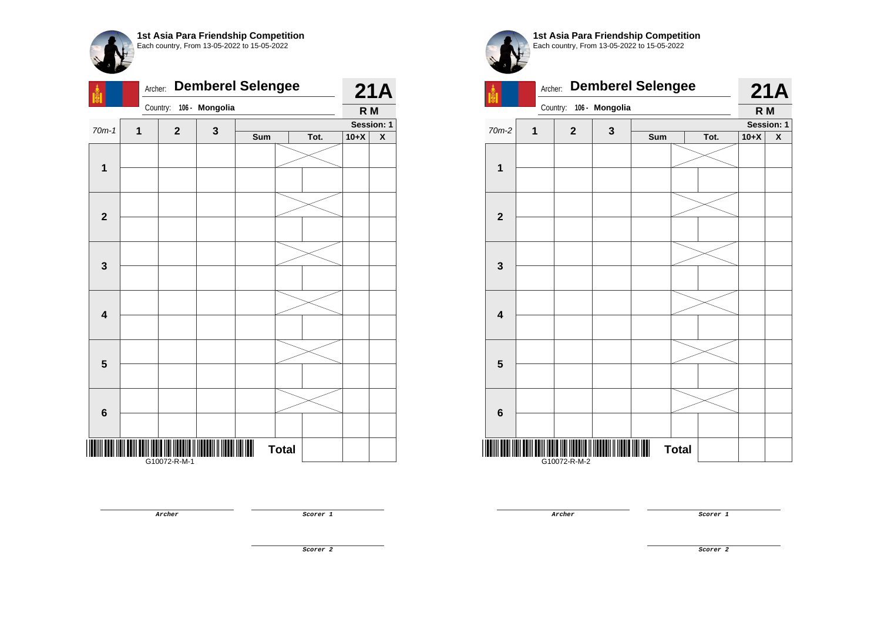**1st Asia Para Friendship Competition**
Each country, From 13-05-2022 to 15-05-2022

Archer: **Demberel Selengee** — **21A**

Country: 106 - **Mongolia** — **R M**

| 70m-1 | 1 | 2 | 3 | Sum | Tot. | 10+X | X |
|---|---|---|---|---|---|---|---|
| | | | | | | Session: 1 | |
| 1 | | | | | | | |
| | | | | | | | |
| 2 | | | | | | | |
| | | | | | | | |
| 3 | | | | | | | |
| | | | | | | | |
| 4 | | | | | | | |
| | | | | | | | |
| 5 | | | | | | | |
| | | | | | | | |
| 6 | | | | | | | |
| | | | | | | | |
| | | | | **Total** | | | |

G10072-R-M-1

Archer

Scorer 1

Scorer 2

**1st Asia Para Friendship Competition**
Each country, From 13-05-2022 to 15-05-2022

Archer: **Demberel Selengee** — **21A**

Country: 106 - **Mongolia** — **R M**

| 70m-2 | 1 | 2 | 3 | Sum | Tot. | 10+X | X |
|---|---|---|---|---|---|---|---|
| | | | | | | Session: 1 | |
| 1 | | | | | | | |
| | | | | | | | |
| 2 | | | | | | | |
| | | | | | | | |
| 3 | | | | | | | |
| | | | | | | | |
| 4 | | | | | | | |
| | | | | | | | |
| 5 | | | | | | | |
| | | | | | | | |
| 6 | | | | | | | |
| | | | | | | | |
| | | | | **Total** | | | |

G10072-R-M-2

Archer

Scorer 1

Scorer 2